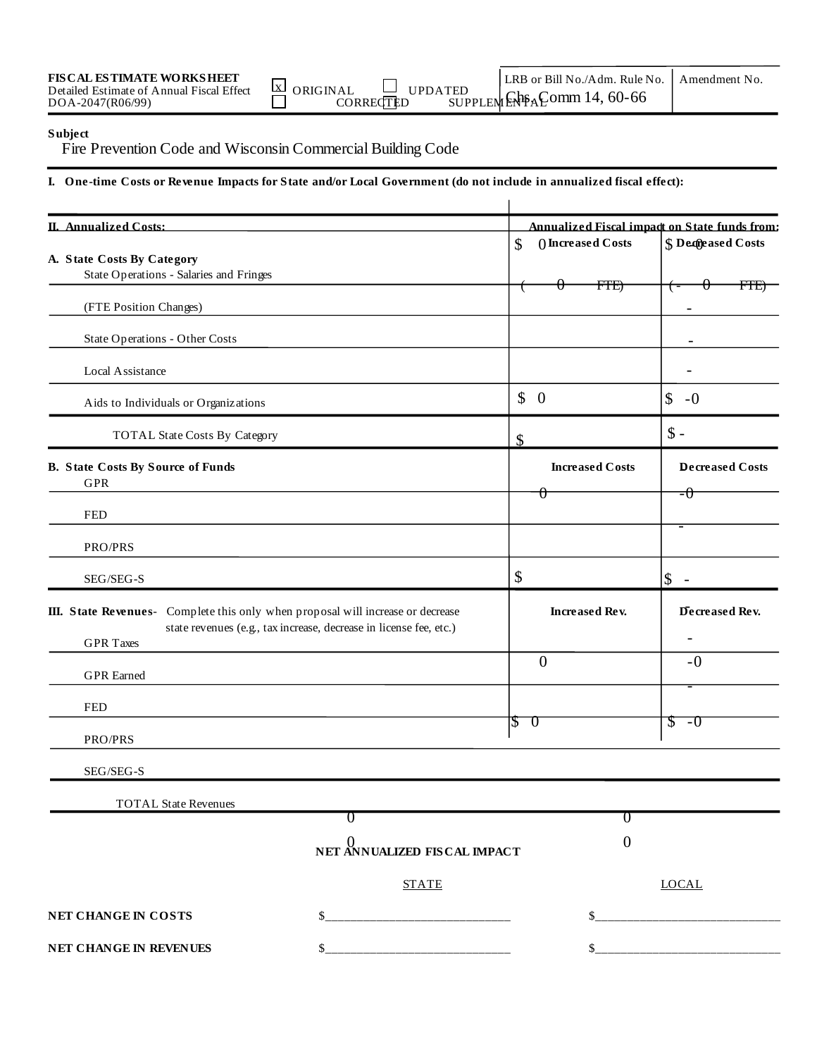**FISCAL ESTIMATE WORKSHEET**
Detailed Estimate of Annual Fiscal Effect
DOA-2047(R06/99)

[x] ORIGINAL [ ] UPDATED
[ ] CORRECTED [ ] SUPPLEMENTAL

| LRB or Bill No./Adm. Rule No. | Amendment No. |
|---|---|
| Chs. Comm 14, 60-66 | |

**Subject**

Fire Prevention Code and Wisconsin Commercial Building Code

**I. One-time Costs or Revenue Impacts for State and/or Local Government (do not include in annualized fiscal effect):**

| **II. Annualized Costs:** | **Annualized Fiscal impact on State funds from:** | |
|---|---|---|
| | **Increased Costs** | **Decreased Costs** |
| **A. State Costs By Category** | $ 0 | $ -0 |
| State Operations - Salaries and Fringes | ( 0 FTE) | (- 0 FTE) |
| (FTE Position Changes) | | - |
| State Operations - Other Costs | | - |
| Local Assistance | | - |
| Aids to Individuals or Organizations | $ 0 | $ -0 |
| TOTAL State Costs By Category | $ | $ - |
| **B. State Costs By Source of Funds** | **Increased Costs** | **Decreased Costs** |
| GPR | 0 | -0 |
| FED | | - |
| PRO/PRS | | |
| SEG/SEG-S | $ | $ - |
| **III. State Revenues**- Complete this only when proposal will increase or decrease state revenues (e.g., tax increase, decrease in license fee, etc.) | **Increased Rev.** | **Decreased Rev.** |
| GPR Taxes | | - |
| GPR Earned | 0 | -0 |
| FED | | - |
| PRO/PRS | $ 0 | $ -0 |
| SEG/SEG-S | | |
| TOTAL State Revenues | | |

**NET ANNUALIZED FISCAL IMPACT**

| | STATE | LOCAL |
|---|---|---|
| | 0 | 0 |
| | 0 | 0 |
| **NET CHANGE IN COSTS** | $\_\_\_\_\_\_\_\_\_\_ | $\_\_\_\_\_\_\_\_\_\_ |
| **NET CHANGE IN REVENUES** | $\_\_\_\_\_\_\_\_\_\_ | $\_\_\_\_\_\_\_\_\_\_ |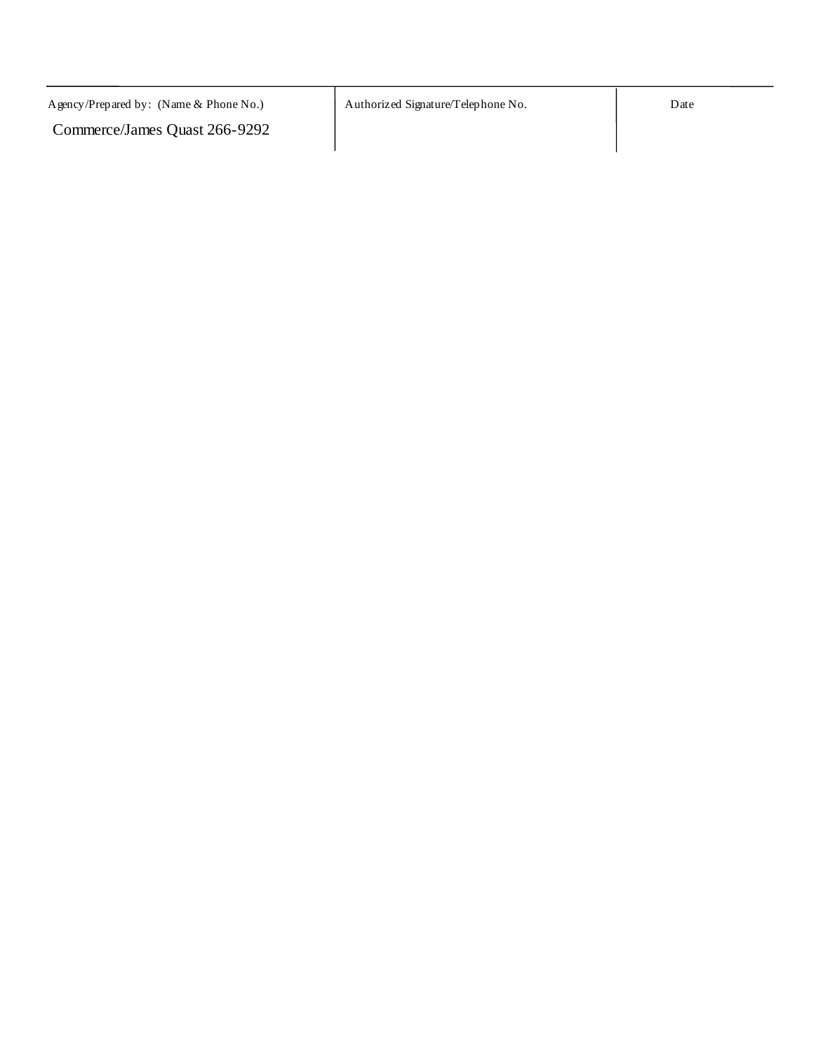| Agency/Prepared by: (Name & Phone No.) | Authorized Signature/Telephone No. | Date |
| --- | --- | --- |
| Commerce/James Quast 266-9292 | | |